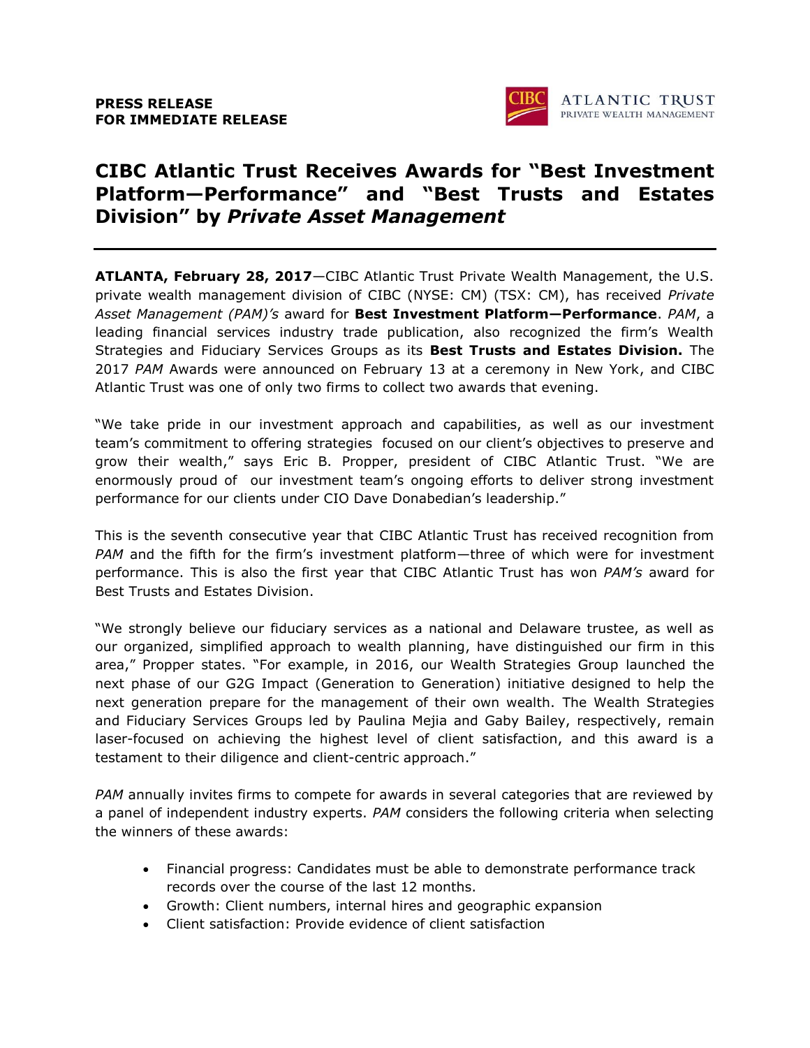**PRESS RELEASE**
**FOR IMMEDIATE RELEASE**

# CIBC Atlantic Trust Receives Awards for "Best Investment Platform—Performance" and "Best Trusts and Estates Division" by *Private Asset Management*

---

**ATLANTA, February 28, 2017**—CIBC Atlantic Trust Private Wealth Management, the U.S. private wealth management division of CIBC (NYSE: CM) (TSX: CM), has received *Private Asset Management (PAM)'s* award for **Best Investment Platform—Performance**. *PAM*, a leading financial services industry trade publication, also recognized the firm's Wealth Strategies and Fiduciary Services Groups as its **Best Trusts and Estates Division.** The 2017 *PAM* Awards were announced on February 13 at a ceremony in New York, and CIBC Atlantic Trust was one of only two firms to collect two awards that evening.

"We take pride in our investment approach and capabilities, as well as our investment team's commitment to offering strategies focused on our client's objectives to preserve and grow their wealth," says Eric B. Propper, president of CIBC Atlantic Trust. "We are enormously proud of our investment team's ongoing efforts to deliver strong investment performance for our clients under CIO Dave Donabedian's leadership."

This is the seventh consecutive year that CIBC Atlantic Trust has received recognition from *PAM* and the fifth for the firm's investment platform—three of which were for investment performance. This is also the first year that CIBC Atlantic Trust has won *PAM's* award for Best Trusts and Estates Division.

"We strongly believe our fiduciary services as a national and Delaware trustee, as well as our organized, simplified approach to wealth planning, have distinguished our firm in this area," Propper states. "For example, in 2016, our Wealth Strategies Group launched the next phase of our G2G Impact (Generation to Generation) initiative designed to help the next generation prepare for the management of their own wealth. The Wealth Strategies and Fiduciary Services Groups led by Paulina Mejia and Gaby Bailey, respectively, remain laser-focused on achieving the highest level of client satisfaction, and this award is a testament to their diligence and client-centric approach."

*PAM* annually invites firms to compete for awards in several categories that are reviewed by a panel of independent industry experts. *PAM* considers the following criteria when selecting the winners of these awards:

- Financial progress: Candidates must be able to demonstrate performance track records over the course of the last 12 months.
- Growth: Client numbers, internal hires and geographic expansion
- Client satisfaction: Provide evidence of client satisfaction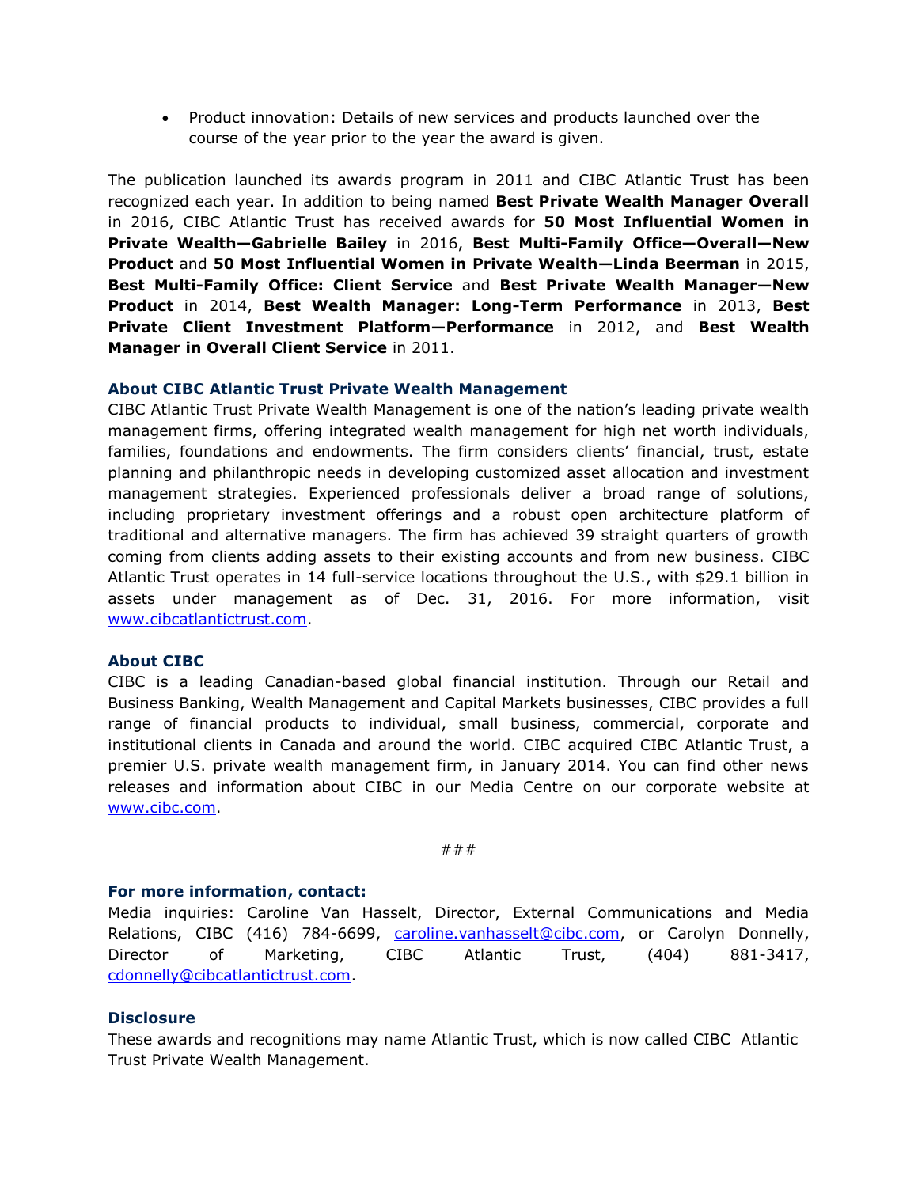- Product innovation: Details of new services and products launched over the course of the year prior to the year the award is given.

The publication launched its awards program in 2011 and CIBC Atlantic Trust has been recognized each year. In addition to being named **Best Private Wealth Manager Overall** in 2016, CIBC Atlantic Trust has received awards for **50 Most Influential Women in Private Wealth—Gabrielle Bailey** in 2016, **Best Multi-Family Office—Overall—New Product** and **50 Most Influential Women in Private Wealth—Linda Beerman** in 2015, **Best Multi-Family Office: Client Service** and **Best Private Wealth Manager—New Product** in 2014, **Best Wealth Manager: Long-Term Performance** in 2013, **Best Private Client Investment Platform—Performance** in 2012, and **Best Wealth Manager in Overall Client Service** in 2011.

### About CIBC Atlantic Trust Private Wealth Management

CIBC Atlantic Trust Private Wealth Management is one of the nation's leading private wealth management firms, offering integrated wealth management for high net worth individuals, families, foundations and endowments. The firm considers clients' financial, trust, estate planning and philanthropic needs in developing customized asset allocation and investment management strategies. Experienced professionals deliver a broad range of solutions, including proprietary investment offerings and a robust open architecture platform of traditional and alternative managers. The firm has achieved 39 straight quarters of growth coming from clients adding assets to their existing accounts and from new business. CIBC Atlantic Trust operates in 14 full-service locations throughout the U.S., with $29.1 billion in assets under management as of Dec. 31, 2016. For more information, visit www.cibcatlantictrust.com.

### About CIBC

CIBC is a leading Canadian-based global financial institution. Through our Retail and Business Banking, Wealth Management and Capital Markets businesses, CIBC provides a full range of financial products to individual, small business, commercial, corporate and institutional clients in Canada and around the world. CIBC acquired CIBC Atlantic Trust, a premier U.S. private wealth management firm, in January 2014. You can find other news releases and information about CIBC in our Media Centre on our corporate website at www.cibc.com.

###

### For more information, contact:

Media inquiries: Caroline Van Hasselt, Director, External Communications and Media Relations, CIBC (416) 784-6699, caroline.vanhasselt@cibc.com, or Carolyn Donnelly, Director of Marketing, CIBC Atlantic Trust, (404) 881-3417, cdonnelly@cibcatlantictrust.com.

### Disclosure

These awards and recognitions may name Atlantic Trust, which is now called CIBC Atlantic Trust Private Wealth Management.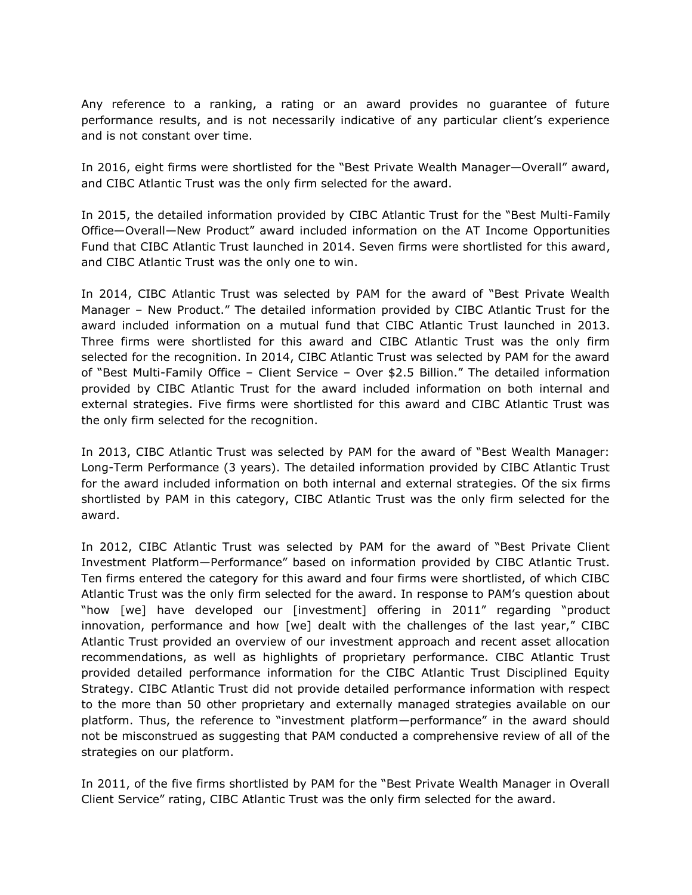Any reference to a ranking, a rating or an award provides no guarantee of future performance results, and is not necessarily indicative of any particular client's experience and is not constant over time.

In 2016, eight firms were shortlisted for the "Best Private Wealth Manager—Overall" award, and CIBC Atlantic Trust was the only firm selected for the award.

In 2015, the detailed information provided by CIBC Atlantic Trust for the "Best Multi-Family Office—Overall—New Product" award included information on the AT Income Opportunities Fund that CIBC Atlantic Trust launched in 2014. Seven firms were shortlisted for this award, and CIBC Atlantic Trust was the only one to win.

In 2014, CIBC Atlantic Trust was selected by PAM for the award of "Best Private Wealth Manager – New Product." The detailed information provided by CIBC Atlantic Trust for the award included information on a mutual fund that CIBC Atlantic Trust launched in 2013. Three firms were shortlisted for this award and CIBC Atlantic Trust was the only firm selected for the recognition. In 2014, CIBC Atlantic Trust was selected by PAM for the award of "Best Multi-Family Office – Client Service – Over $2.5 Billion." The detailed information provided by CIBC Atlantic Trust for the award included information on both internal and external strategies. Five firms were shortlisted for this award and CIBC Atlantic Trust was the only firm selected for the recognition.

In 2013, CIBC Atlantic Trust was selected by PAM for the award of "Best Wealth Manager: Long-Term Performance (3 years). The detailed information provided by CIBC Atlantic Trust for the award included information on both internal and external strategies. Of the six firms shortlisted by PAM in this category, CIBC Atlantic Trust was the only firm selected for the award.

In 2012, CIBC Atlantic Trust was selected by PAM for the award of "Best Private Client Investment Platform—Performance" based on information provided by CIBC Atlantic Trust. Ten firms entered the category for this award and four firms were shortlisted, of which CIBC Atlantic Trust was the only firm selected for the award. In response to PAM's question about "how [we] have developed our [investment] offering in 2011" regarding "product innovation, performance and how [we] dealt with the challenges of the last year," CIBC Atlantic Trust provided an overview of our investment approach and recent asset allocation recommendations, as well as highlights of proprietary performance. CIBC Atlantic Trust provided detailed performance information for the CIBC Atlantic Trust Disciplined Equity Strategy. CIBC Atlantic Trust did not provide detailed performance information with respect to the more than 50 other proprietary and externally managed strategies available on our platform. Thus, the reference to "investment platform—performance" in the award should not be misconstrued as suggesting that PAM conducted a comprehensive review of all of the strategies on our platform.

In 2011, of the five firms shortlisted by PAM for the "Best Private Wealth Manager in Overall Client Service" rating, CIBC Atlantic Trust was the only firm selected for the award.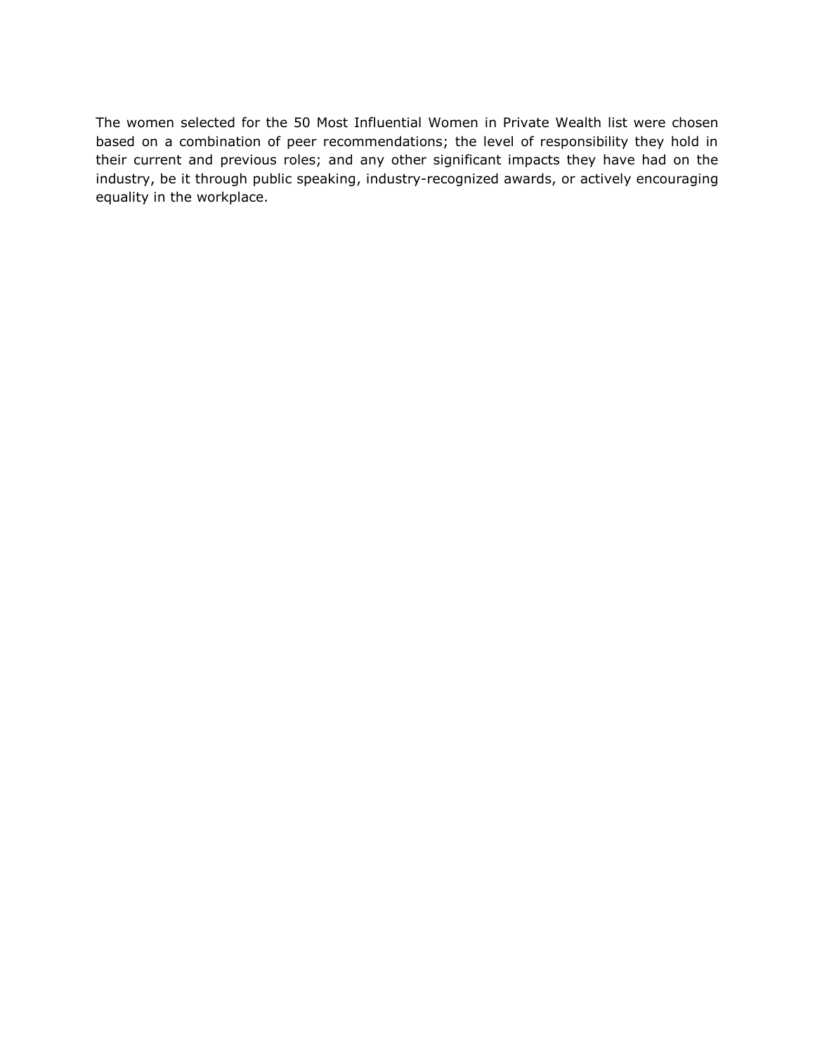The women selected for the 50 Most Influential Women in Private Wealth list were chosen based on a combination of peer recommendations; the level of responsibility they hold in their current and previous roles; and any other significant impacts they have had on the industry, be it through public speaking, industry-recognized awards, or actively encouraging equality in the workplace.